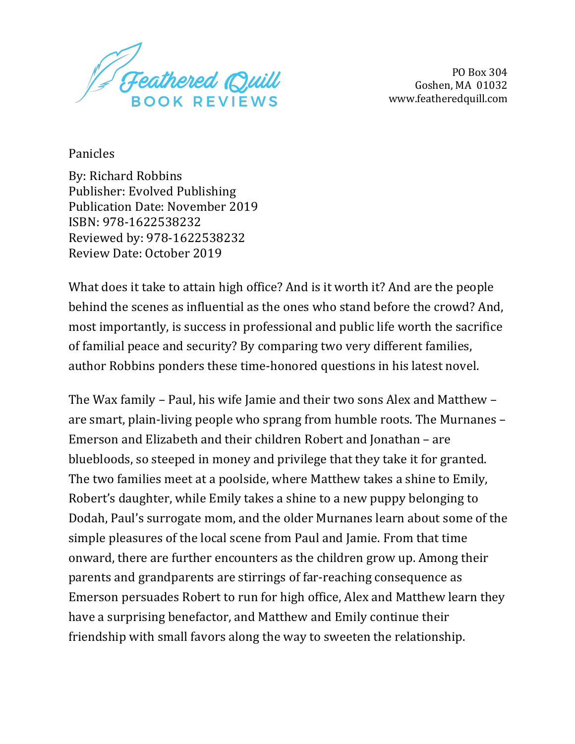Feathered Quill
BOOK REVIEWS

PO Box 304
Goshen, MA 01032
www.featheredquill.com

Panicles

By: Richard Robbins
Publisher: Evolved Publishing
Publication Date: November 2019
ISBN: 978-1622538232
Reviewed by: 978-1622538232
Review Date: October 2019

What does it take to attain high office? And is it worth it? And are the people behind the scenes as influential as the ones who stand before the crowd? And, most importantly, is success in professional and public life worth the sacrifice of familial peace and security? By comparing two very different families, author Robbins ponders these time-honored questions in his latest novel.

The Wax family – Paul, his wife Jamie and their two sons Alex and Matthew – are smart, plain-living people who sprang from humble roots. The Murnanes – Emerson and Elizabeth and their children Robert and Jonathan – are bluebloods, so steeped in money and privilege that they take it for granted. The two families meet at a poolside, where Matthew takes a shine to Emily, Robert's daughter, while Emily takes a shine to a new puppy belonging to Dodah, Paul's surrogate mom, and the older Murnanes learn about some of the simple pleasures of the local scene from Paul and Jamie. From that time onward, there are further encounters as the children grow up. Among their parents and grandparents are stirrings of far-reaching consequence as Emerson persuades Robert to run for high office, Alex and Matthew learn they have a surprising benefactor, and Matthew and Emily continue their friendship with small favors along the way to sweeten the relationship.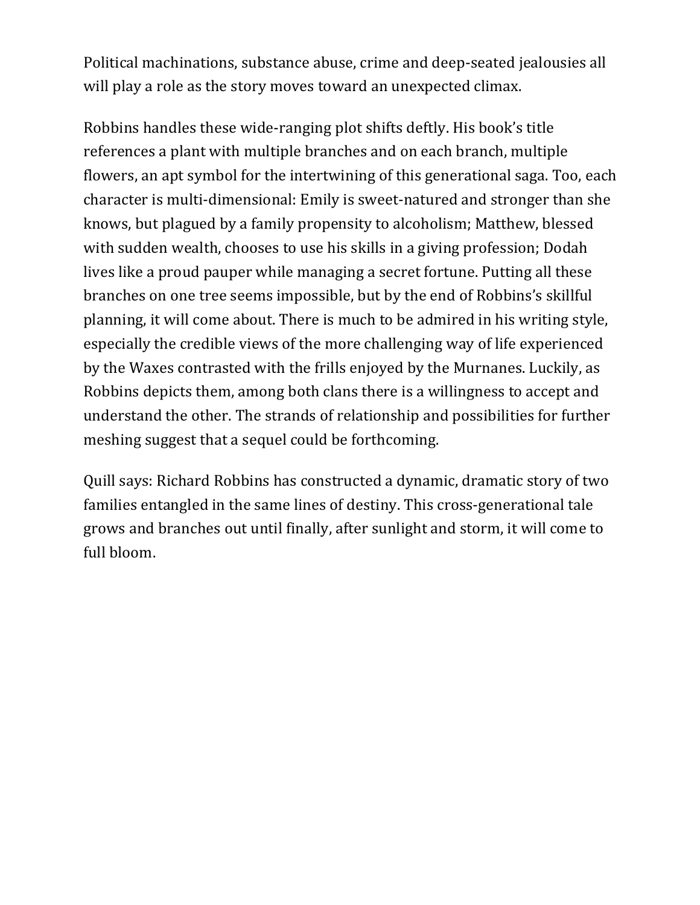Political machinations, substance abuse, crime and deep-seated jealousies all will play a role as the story moves toward an unexpected climax.

Robbins handles these wide-ranging plot shifts deftly. His book's title references a plant with multiple branches and on each branch, multiple flowers, an apt symbol for the intertwining of this generational saga. Too, each character is multi-dimensional: Emily is sweet-natured and stronger than she knows, but plagued by a family propensity to alcoholism; Matthew, blessed with sudden wealth, chooses to use his skills in a giving profession; Dodah lives like a proud pauper while managing a secret fortune. Putting all these branches on one tree seems impossible, but by the end of Robbins's skillful planning, it will come about. There is much to be admired in his writing style, especially the credible views of the more challenging way of life experienced by the Waxes contrasted with the frills enjoyed by the Murnanes. Luckily, as Robbins depicts them, among both clans there is a willingness to accept and understand the other. The strands of relationship and possibilities for further meshing suggest that a sequel could be forthcoming.

Quill says: Richard Robbins has constructed a dynamic, dramatic story of two families entangled in the same lines of destiny. This cross-generational tale grows and branches out until finally, after sunlight and storm, it will come to full bloom.